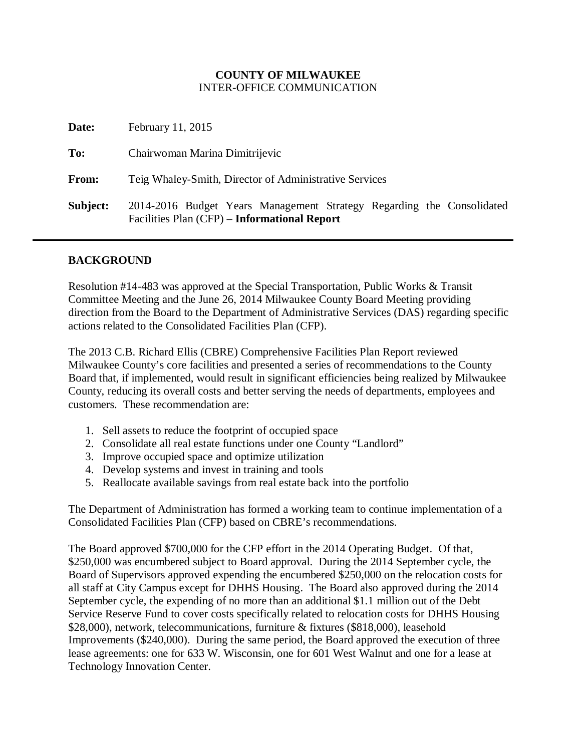**COUNTY OF MILWAUKEE**
INTER-OFFICE COMMUNICATION

**Date:** February 11, 2015

**To:** Chairwoman Marina Dimitrijevic

**From:** Teig Whaley-Smith, Director of Administrative Services

**Subject:** 2014-2016 Budget Years Management Strategy Regarding the Consolidated Facilities Plan (CFP) – **Informational Report**

---

## BACKGROUND

Resolution #14-483 was approved at the Special Transportation, Public Works & Transit Committee Meeting and the June 26, 2014 Milwaukee County Board Meeting providing direction from the Board to the Department of Administrative Services (DAS) regarding specific actions related to the Consolidated Facilities Plan (CFP).

The 2013 C.B. Richard Ellis (CBRE) Comprehensive Facilities Plan Report reviewed Milwaukee County's core facilities and presented a series of recommendations to the County Board that, if implemented, would result in significant efficiencies being realized by Milwaukee County, reducing its overall costs and better serving the needs of departments, employees and customers. These recommendation are:

1. Sell assets to reduce the footprint of occupied space
2. Consolidate all real estate functions under one County "Landlord"
3. Improve occupied space and optimize utilization
4. Develop systems and invest in training and tools
5. Reallocate available savings from real estate back into the portfolio

The Department of Administration has formed a working team to continue implementation of a Consolidated Facilities Plan (CFP) based on CBRE's recommendations.

The Board approved $700,000 for the CFP effort in the 2014 Operating Budget. Of that, $250,000 was encumbered subject to Board approval. During the 2014 September cycle, the Board of Supervisors approved expending the encumbered $250,000 on the relocation costs for all staff at City Campus except for DHHS Housing. The Board also approved during the 2014 September cycle, the expending of no more than an additional $1.1 million out of the Debt Service Reserve Fund to cover costs specifically related to relocation costs for DHHS Housing $28,000), network, telecommunications, furniture & fixtures ($818,000), leasehold Improvements ($240,000). During the same period, the Board approved the execution of three lease agreements: one for 633 W. Wisconsin, one for 601 West Walnut and one for a lease at Technology Innovation Center.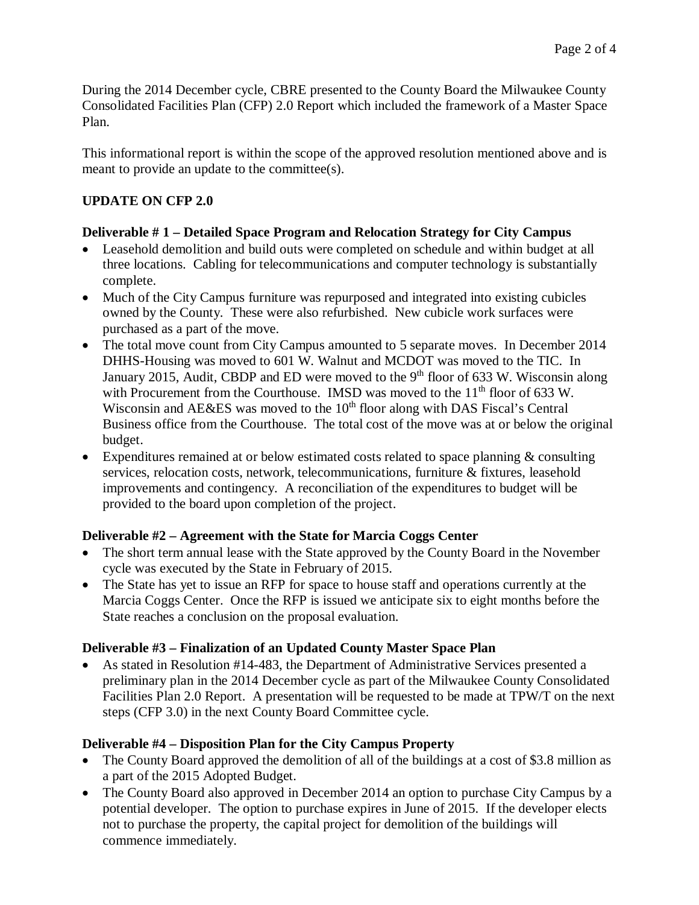During the 2014 December cycle, CBRE presented to the County Board the Milwaukee County Consolidated Facilities Plan (CFP) 2.0 Report which included the framework of a Master Space Plan.

This informational report is within the scope of the approved resolution mentioned above and is meant to provide an update to the committee(s).

**UPDATE ON CFP 2.0**

**Deliverable # 1 – Detailed Space Program and Relocation Strategy for City Campus**

- Leasehold demolition and build outs were completed on schedule and within budget at all three locations. Cabling for telecommunications and computer technology is substantially complete.
- Much of the City Campus furniture was repurposed and integrated into existing cubicles owned by the County. These were also refurbished. New cubicle work surfaces were purchased as a part of the move.
- The total move count from City Campus amounted to 5 separate moves. In December 2014 DHHS-Housing was moved to 601 W. Walnut and MCDOT was moved to the TIC. In January 2015, Audit, CBDP and ED were moved to the 9th floor of 633 W. Wisconsin along with Procurement from the Courthouse. IMSD was moved to the 11th floor of 633 W. Wisconsin and AE&ES was moved to the 10th floor along with DAS Fiscal's Central Business office from the Courthouse. The total cost of the move was at or below the original budget.
- Expenditures remained at or below estimated costs related to space planning & consulting services, relocation costs, network, telecommunications, furniture & fixtures, leasehold improvements and contingency. A reconciliation of the expenditures to budget will be provided to the board upon completion of the project.

**Deliverable #2 – Agreement with the State for Marcia Coggs Center**

- The short term annual lease with the State approved by the County Board in the November cycle was executed by the State in February of 2015.
- The State has yet to issue an RFP for space to house staff and operations currently at the Marcia Coggs Center. Once the RFP is issued we anticipate six to eight months before the State reaches a conclusion on the proposal evaluation.

**Deliverable #3 – Finalization of an Updated County Master Space Plan**

- As stated in Resolution #14-483, the Department of Administrative Services presented a preliminary plan in the 2014 December cycle as part of the Milwaukee County Consolidated Facilities Plan 2.0 Report. A presentation will be requested to be made at TPW/T on the next steps (CFP 3.0) in the next County Board Committee cycle.

**Deliverable #4 – Disposition Plan for the City Campus Property**

- The County Board approved the demolition of all of the buildings at a cost of $3.8 million as a part of the 2015 Adopted Budget.
- The County Board also approved in December 2014 an option to purchase City Campus by a potential developer. The option to purchase expires in June of 2015. If the developer elects not to purchase the property, the capital project for demolition of the buildings will commence immediately.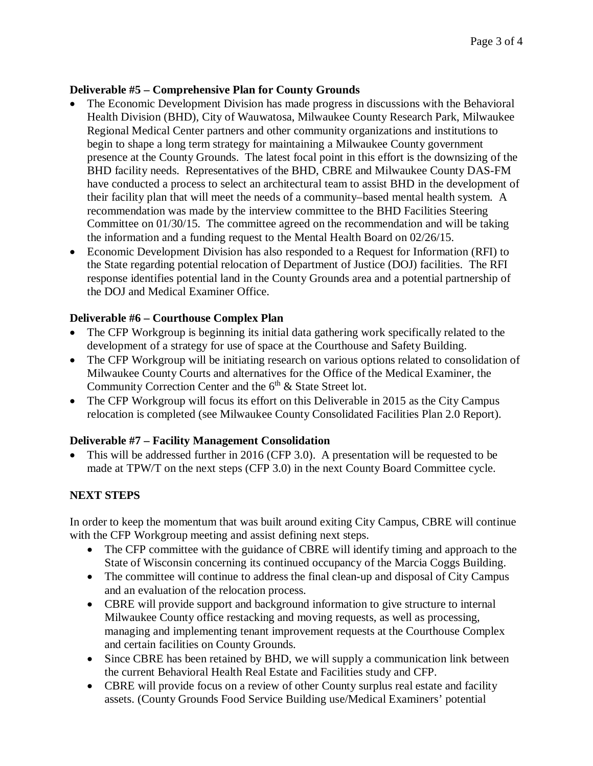**Deliverable #5 – Comprehensive Plan for County Grounds**

- The Economic Development Division has made progress in discussions with the Behavioral Health Division (BHD), City of Wauwatosa, Milwaukee County Research Park, Milwaukee Regional Medical Center partners and other community organizations and institutions to begin to shape a long term strategy for maintaining a Milwaukee County government presence at the County Grounds. The latest focal point in this effort is the downsizing of the BHD facility needs. Representatives of the BHD, CBRE and Milwaukee County DAS-FM have conducted a process to select an architectural team to assist BHD in the development of their facility plan that will meet the needs of a community–based mental health system. A recommendation was made by the interview committee to the BHD Facilities Steering Committee on 01/30/15. The committee agreed on the recommendation and will be taking the information and a funding request to the Mental Health Board on 02/26/15.
- Economic Development Division has also responded to a Request for Information (RFI) to the State regarding potential relocation of Department of Justice (DOJ) facilities. The RFI response identifies potential land in the County Grounds area and a potential partnership of the DOJ and Medical Examiner Office.

**Deliverable #6 – Courthouse Complex Plan**

- The CFP Workgroup is beginning its initial data gathering work specifically related to the development of a strategy for use of space at the Courthouse and Safety Building.
- The CFP Workgroup will be initiating research on various options related to consolidation of Milwaukee County Courts and alternatives for the Office of the Medical Examiner, the Community Correction Center and the 6th & State Street lot.
- The CFP Workgroup will focus its effort on this Deliverable in 2015 as the City Campus relocation is completed (see Milwaukee County Consolidated Facilities Plan 2.0 Report).

**Deliverable #7 – Facility Management Consolidation**

- This will be addressed further in 2016 (CFP 3.0). A presentation will be requested to be made at TPW/T on the next steps (CFP 3.0) in the next County Board Committee cycle.

**NEXT STEPS**

In order to keep the momentum that was built around exiting City Campus, CBRE will continue with the CFP Workgroup meeting and assist defining next steps.

- The CFP committee with the guidance of CBRE will identify timing and approach to the State of Wisconsin concerning its continued occupancy of the Marcia Coggs Building.
- The committee will continue to address the final clean-up and disposal of City Campus and an evaluation of the relocation process.
- CBRE will provide support and background information to give structure to internal Milwaukee County office restacking and moving requests, as well as processing, managing and implementing tenant improvement requests at the Courthouse Complex and certain facilities on County Grounds.
- Since CBRE has been retained by BHD, we will supply a communication link between the current Behavioral Health Real Estate and Facilities study and CFP.
- CBRE will provide focus on a review of other County surplus real estate and facility assets. (County Grounds Food Service Building use/Medical Examiners' potential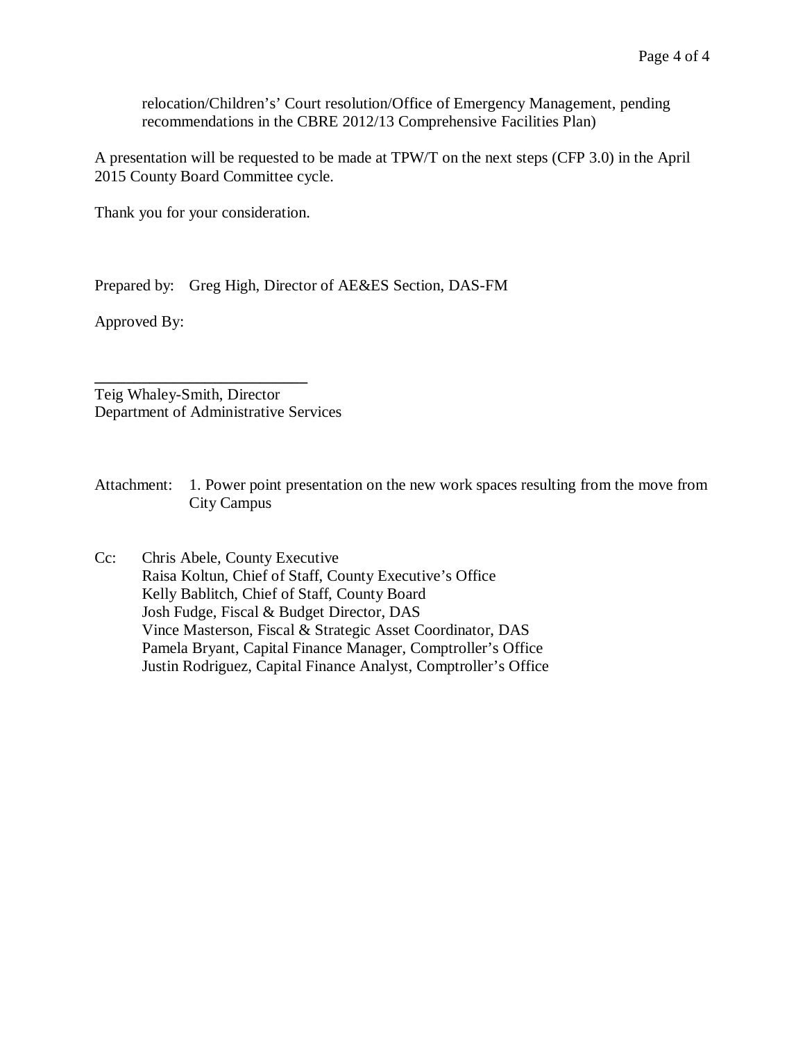relocation/Children's' Court resolution/Office of Emergency Management, pending recommendations in the CBRE 2012/13 Comprehensive Facilities Plan)

A presentation will be requested to be made at TPW/T on the next steps (CFP 3.0) in the April 2015 County Board Committee cycle.

Thank you for your consideration.

Prepared by: Greg High, Director of AE&ES Section, DAS-FM

Approved By:

\_\_\_\_\_\_\_\_\_\_\_\_\_\_\_\_\_\_\_\_\_\_\_\_\_\_\_

Teig Whaley-Smith, Director
Department of Administrative Services

Attachment: 1. Power point presentation on the new work spaces resulting from the move from City Campus

Cc: Chris Abele, County Executive
Raisa Koltun, Chief of Staff, County Executive's Office
Kelly Bablitch, Chief of Staff, County Board
Josh Fudge, Fiscal & Budget Director, DAS
Vince Masterson, Fiscal & Strategic Asset Coordinator, DAS
Pamela Bryant, Capital Finance Manager, Comptroller's Office
Justin Rodriguez, Capital Finance Analyst, Comptroller's Office